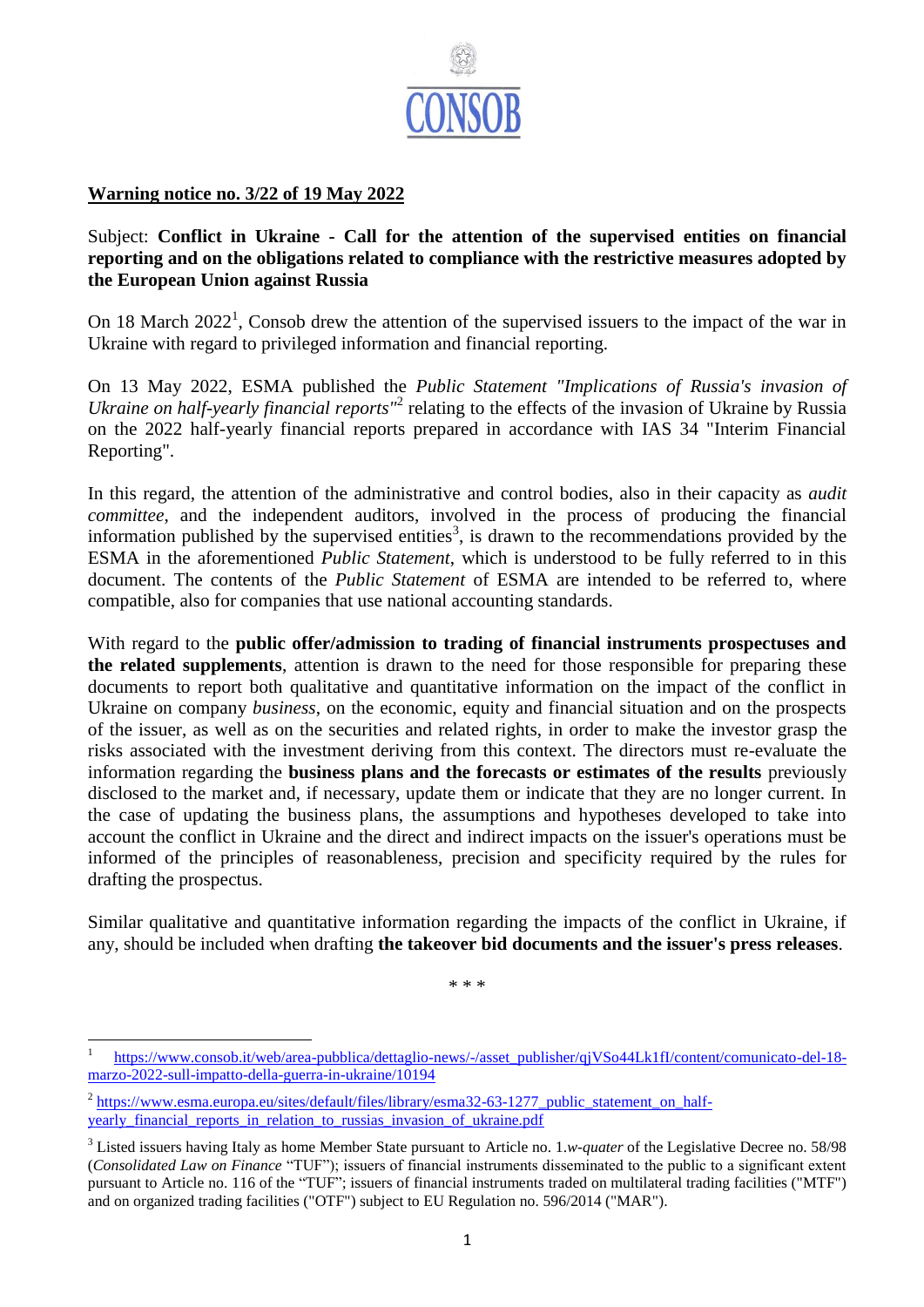CONSOB

**Warning notice no. 3/22 of 19 May 2022**

Subject: **Conflict in Ukraine - Call for the attention of the supervised entities on financial reporting and on the obligations related to compliance with the restrictive measures adopted by the European Union against Russia**

On 18 March 2022[1], Consob drew the attention of the supervised issuers to the impact of the war in Ukraine with regard to privileged information and financial reporting.

On 13 May 2022, ESMA published the *Public Statement "Implications of Russia's invasion of Ukraine on half-yearly financial reports"*[2] relating to the effects of the invasion of Ukraine by Russia on the 2022 half-yearly financial reports prepared in accordance with IAS 34 "Interim Financial Reporting".

In this regard, the attention of the administrative and control bodies, also in their capacity as *audit committee*, and the independent auditors, involved in the process of producing the financial information published by the supervised entities[3], is drawn to the recommendations provided by the ESMA in the aforementioned *Public Statement*, which is understood to be fully referred to in this document. The contents of the *Public Statement* of ESMA are intended to be referred to, where compatible, also for companies that use national accounting standards.

With regard to the **public offer/admission to trading of financial instruments prospectuses and the related supplements**, attention is drawn to the need for those responsible for preparing these documents to report both qualitative and quantitative information on the impact of the conflict in Ukraine on company *business*, on the economic, equity and financial situation and on the prospects of the issuer, as well as on the securities and related rights, in order to make the investor grasp the risks associated with the investment deriving from this context. The directors must re-evaluate the information regarding the **business plans and the forecasts or estimates of the results** previously disclosed to the market and, if necessary, update them or indicate that they are no longer current. In the case of updating the business plans, the assumptions and hypotheses developed to take into account the conflict in Ukraine and the direct and indirect impacts on the issuer's operations must be informed of the principles of reasonableness, precision and specificity required by the rules for drafting the prospectus.

Similar qualitative and quantitative information regarding the impacts of the conflict in Ukraine, if any, should be included when drafting **the takeover bid documents and the issuer's press releases**.

\* \* \*

---

[1] https://www.consob.it/web/area-pubblica/dettaglio-news/-/asset_publisher/qjVSo44Lk1fI/content/comunicato-del-18-marzo-2022-sull-impatto-della-guerra-in-ukraine/10194

[2] https://www.esma.europa.eu/sites/default/files/library/esma32-63-1277_public_statement_on_half-yearly_financial_reports_in_relation_to_russias_invasion_of_ukraine.pdf

[3] Listed issuers having Italy as home Member State pursuant to Article no. 1.*w-quater* of the Legislative Decree no. 58/98 (*Consolidated Law on Finance* "TUF"); issuers of financial instruments disseminated to the public to a significant extent pursuant to Article no. 116 of the "TUF"; issuers of financial instruments traded on multilateral trading facilities ("MTF") and on organized trading facilities ("OTF") subject to EU Regulation no. 596/2014 ("MAR").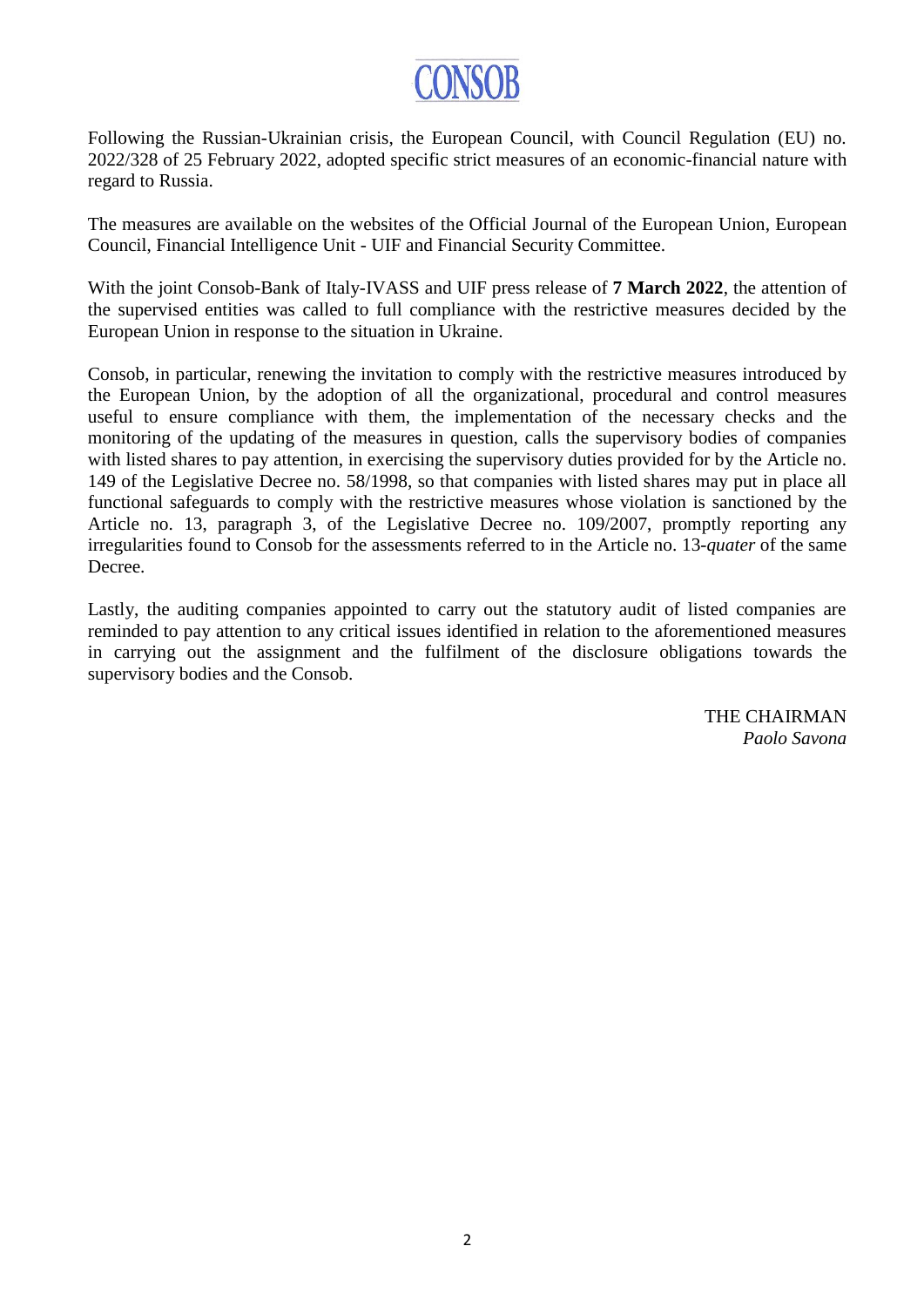Following the Russian-Ukrainian crisis, the European Council, with Council Regulation (EU) no. 2022/328 of 25 February 2022, adopted specific strict measures of an economic-financial nature with regard to Russia.

The measures are available on the websites of the Official Journal of the European Union, European Council, Financial Intelligence Unit - UIF and Financial Security Committee.

With the joint Consob-Bank of Italy-IVASS and UIF press release of **7 March 2022**, the attention of the supervised entities was called to full compliance with the restrictive measures decided by the European Union in response to the situation in Ukraine.

Consob, in particular, renewing the invitation to comply with the restrictive measures introduced by the European Union, by the adoption of all the organizational, procedural and control measures useful to ensure compliance with them, the implementation of the necessary checks and the monitoring of the updating of the measures in question, calls the supervisory bodies of companies with listed shares to pay attention, in exercising the supervisory duties provided for by the Article no. 149 of the Legislative Decree no. 58/1998, so that companies with listed shares may put in place all functional safeguards to comply with the restrictive measures whose violation is sanctioned by the Article no. 13, paragraph 3, of the Legislative Decree no. 109/2007, promptly reporting any irregularities found to Consob for the assessments referred to in the Article no. 13-*quater* of the same Decree.

Lastly, the auditing companies appointed to carry out the statutory audit of listed companies are reminded to pay attention to any critical issues identified in relation to the aforementioned measures in carrying out the assignment and the fulfilment of the disclosure obligations towards the supervisory bodies and the Consob.

THE CHAIRMAN
*Paolo Savona*